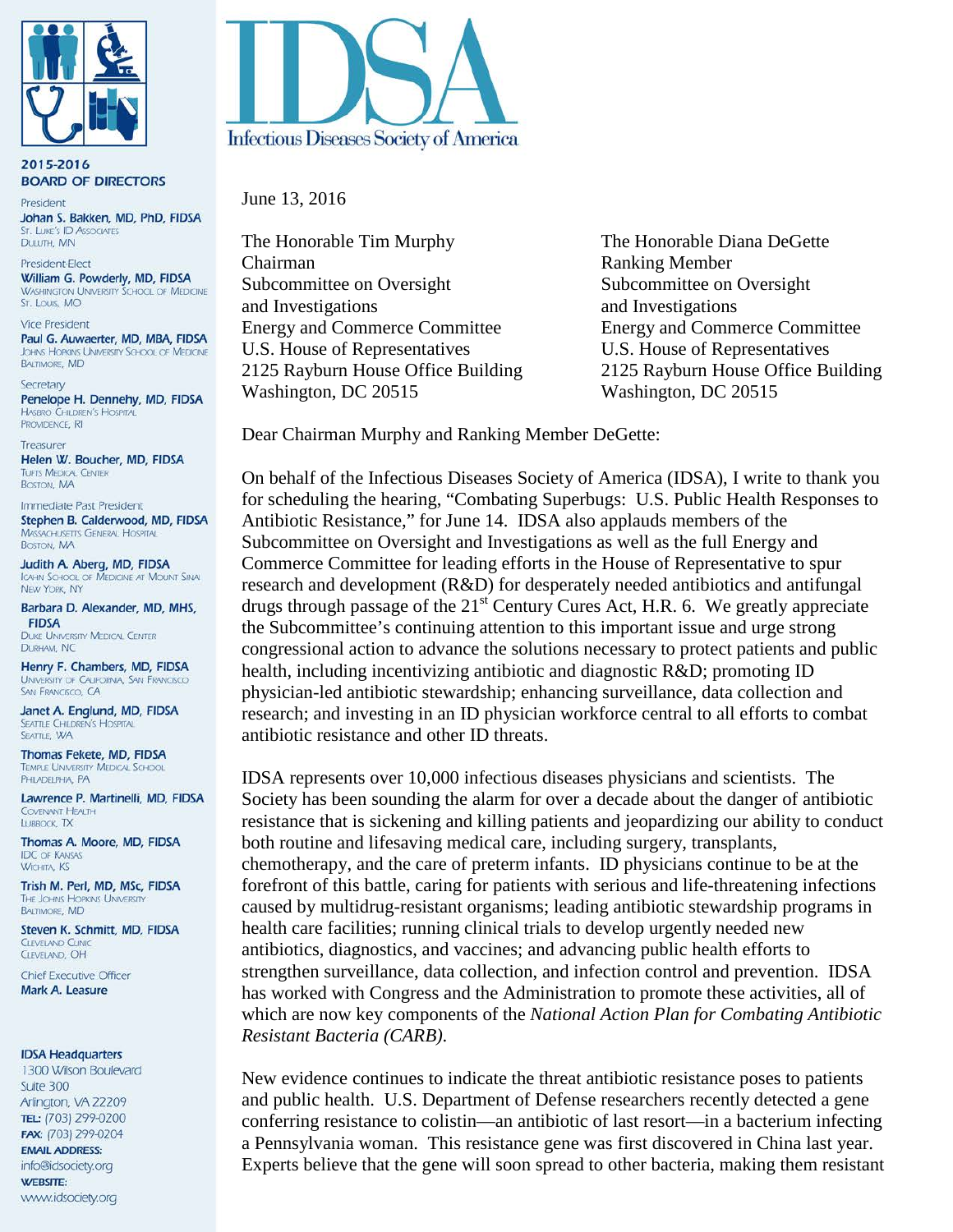# IDSA

Infectious Diseases Society of America

**2015-2016 BOARD OF DIRECTORS**

President
**Johan S. Bakken, MD, PhD, FIDSA**
St. Luke's ID Associates
Duluth, MN

President-Elect
**William G. Powderly, MD, FIDSA**
Washington University School of Medicine
St. Louis, MO

Vice President
**Paul G. Auwaerter, MD, MBA, FIDSA**
Johns Hopkins University School of Medicine
Baltimore, MD

Secretary
**Penelope H. Dennehy, MD, FIDSA**
Hasbro Children's Hospital
Providence, RI

Treasurer
**Helen W. Boucher, MD, FIDSA**
Tufts Medical Center
Boston, MA

Immediate Past President
**Stephen B. Calderwood, MD, FIDSA**
Massachusetts General Hospital
Boston, MA

**Judith A. Aberg, MD, FIDSA**
Icahn School of Medicine at Mount Sinai
New York, NY

**Barbara D. Alexander, MD, MHS, FIDSA**
Duke University Medical Center
Durham, NC

**Henry F. Chambers, MD, FIDSA**
University of California, San Francisco
San Francisco, CA

**Janet A. Englund, MD, FIDSA**
Seattle Children's Hospital
Seattle, WA

**Thomas Fekete, MD, FIDSA**
Temple University Medical School
Philadelphia, PA

**Lawrence P. Martinelli, MD, FIDSA**
Covenant Health
Lubbock, TX

**Thomas A. Moore, MD, FIDSA**
IDC of Kansas
Wichita, KS

**Trish M. Perl, MD, MSc, FIDSA**
The Johns Hopkins University
Baltimore, MD

**Steven K. Schmitt, MD, FIDSA**
Cleveland Clinic
Cleveland, OH

Chief Executive Officer
**Mark A. Leasure**

**IDSA Headquarters**
1300 Wilson Boulevard
Suite 300
Arlington, VA 22209
**TEL:** (703) 299-0200
**FAX:** (703) 299-0204
**EMAIL ADDRESS:**
info@idsociety.org
**WEBSITE:**
www.idsociety.org

---

June 13, 2016

The Honorable Tim Murphy
Chairman
Subcommittee on Oversight
and Investigations
Energy and Commerce Committee
U.S. House of Representatives
2125 Rayburn House Office Building
Washington, DC 20515

The Honorable Diana DeGette
Ranking Member
Subcommittee on Oversight
and Investigations
Energy and Commerce Committee
U.S. House of Representatives
2125 Rayburn House Office Building
Washington, DC 20515

Dear Chairman Murphy and Ranking Member DeGette:

On behalf of the Infectious Diseases Society of America (IDSA), I write to thank you for scheduling the hearing, "Combating Superbugs: U.S. Public Health Responses to Antibiotic Resistance," for June 14. IDSA also applauds members of the Subcommittee on Oversight and Investigations as well as the full Energy and Commerce Committee for leading efforts in the House of Representative to spur research and development (R&D) for desperately needed antibiotics and antifungal drugs through passage of the 21st Century Cures Act, H.R. 6. We greatly appreciate the Subcommittee's continuing attention to this important issue and urge strong congressional action to advance the solutions necessary to protect patients and public health, including incentivizing antibiotic and diagnostic R&D; promoting ID physician-led antibiotic stewardship; enhancing surveillance, data collection and research; and investing in an ID physician workforce central to all efforts to combat antibiotic resistance and other ID threats.

IDSA represents over 10,000 infectious diseases physicians and scientists. The Society has been sounding the alarm for over a decade about the danger of antibiotic resistance that is sickening and killing patients and jeopardizing our ability to conduct both routine and lifesaving medical care, including surgery, transplants, chemotherapy, and the care of preterm infants. ID physicians continue to be at the forefront of this battle, caring for patients with serious and life-threatening infections caused by multidrug-resistant organisms; leading antibiotic stewardship programs in health care facilities; running clinical trials to develop urgently needed new antibiotics, diagnostics, and vaccines; and advancing public health efforts to strengthen surveillance, data collection, and infection control and prevention. IDSA has worked with Congress and the Administration to promote these activities, all of which are now key components of the *National Action Plan for Combating Antibiotic Resistant Bacteria (CARB).*

New evidence continues to indicate the threat antibiotic resistance poses to patients and public health. U.S. Department of Defense researchers recently detected a gene conferring resistance to colistin—an antibiotic of last resort—in a bacterium infecting a Pennsylvania woman. This resistance gene was first discovered in China last year. Experts believe that the gene will soon spread to other bacteria, making them resistant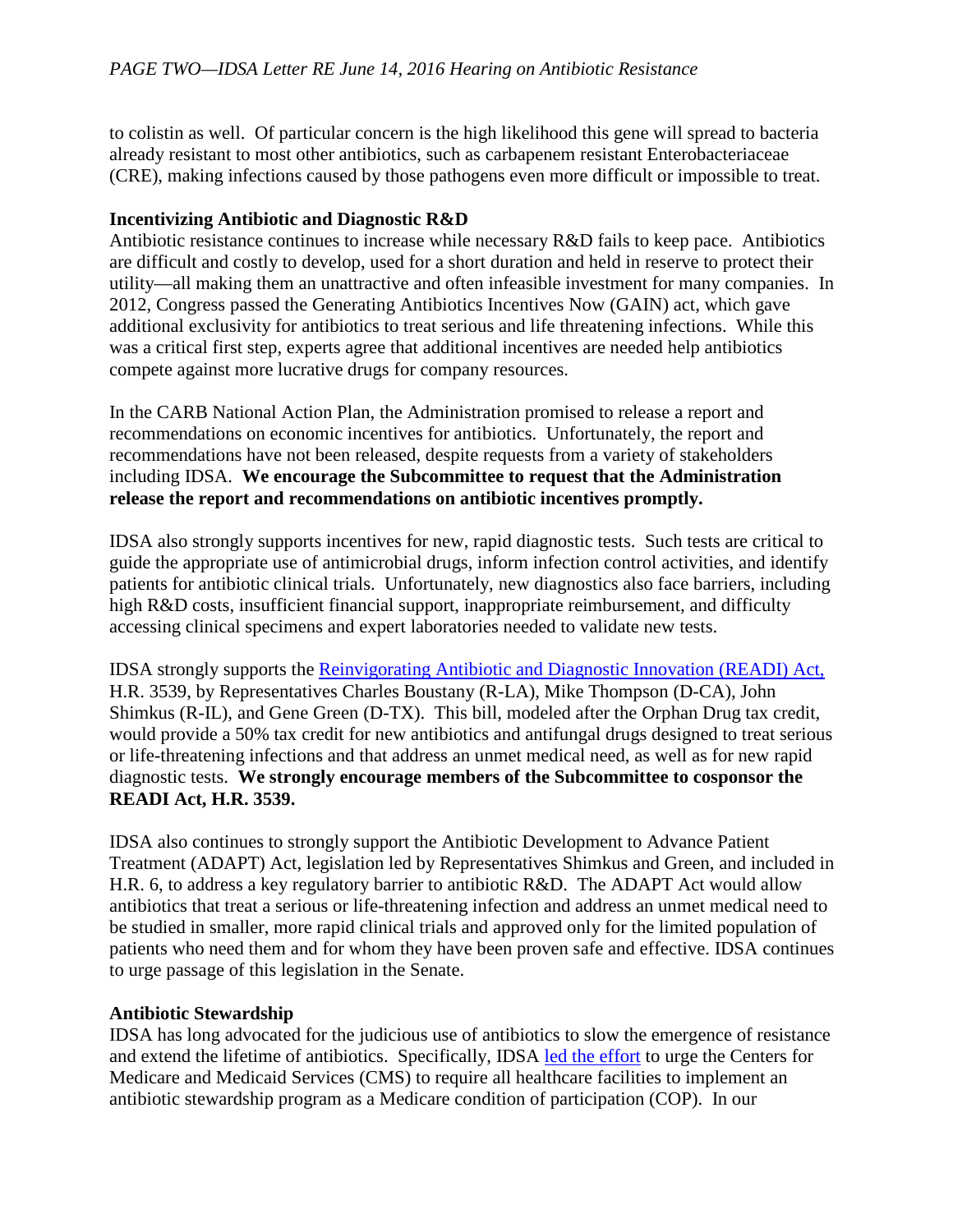to colistin as well. Of particular concern is the high likelihood this gene will spread to bacteria already resistant to most other antibiotics, such as carbapenem resistant Enterobacteriaceae (CRE), making infections caused by those pathogens even more difficult or impossible to treat.

**Incentivizing Antibiotic and Diagnostic R&D**

Antibiotic resistance continues to increase while necessary R&D fails to keep pace. Antibiotics are difficult and costly to develop, used for a short duration and held in reserve to protect their utility—all making them an unattractive and often infeasible investment for many companies. In 2012, Congress passed the Generating Antibiotics Incentives Now (GAIN) act, which gave additional exclusivity for antibiotics to treat serious and life threatening infections. While this was a critical first step, experts agree that additional incentives are needed help antibiotics compete against more lucrative drugs for company resources.

In the CARB National Action Plan, the Administration promised to release a report and recommendations on economic incentives for antibiotics. Unfortunately, the report and recommendations have not been released, despite requests from a variety of stakeholders including IDSA. **We encourage the Subcommittee to request that the Administration release the report and recommendations on antibiotic incentives promptly.**

IDSA also strongly supports incentives for new, rapid diagnostic tests. Such tests are critical to guide the appropriate use of antimicrobial drugs, inform infection control activities, and identify patients for antibiotic clinical trials. Unfortunately, new diagnostics also face barriers, including high R&D costs, insufficient financial support, inappropriate reimbursement, and difficulty accessing clinical specimens and expert laboratories needed to validate new tests.

IDSA strongly supports the Reinvigorating Antibiotic and Diagnostic Innovation (READI) Act, H.R. 3539, by Representatives Charles Boustany (R-LA), Mike Thompson (D-CA), John Shimkus (R-IL), and Gene Green (D-TX). This bill, modeled after the Orphan Drug tax credit, would provide a 50% tax credit for new antibiotics and antifungal drugs designed to treat serious or life-threatening infections and that address an unmet medical need, as well as for new rapid diagnostic tests. **We strongly encourage members of the Subcommittee to cosponsor the READI Act, H.R. 3539.**

IDSA also continues to strongly support the Antibiotic Development to Advance Patient Treatment (ADAPT) Act, legislation led by Representatives Shimkus and Green, and included in H.R. 6, to address a key regulatory barrier to antibiotic R&D. The ADAPT Act would allow antibiotics that treat a serious or life-threatening infection and address an unmet medical need to be studied in smaller, more rapid clinical trials and approved only for the limited population of patients who need them and for whom they have been proven safe and effective. IDSA continues to urge passage of this legislation in the Senate.

**Antibiotic Stewardship**

IDSA has long advocated for the judicious use of antibiotics to slow the emergence of resistance and extend the lifetime of antibiotics. Specifically, IDSA led the effort to urge the Centers for Medicare and Medicaid Services (CMS) to require all healthcare facilities to implement an antibiotic stewardship program as a Medicare condition of participation (COP). In our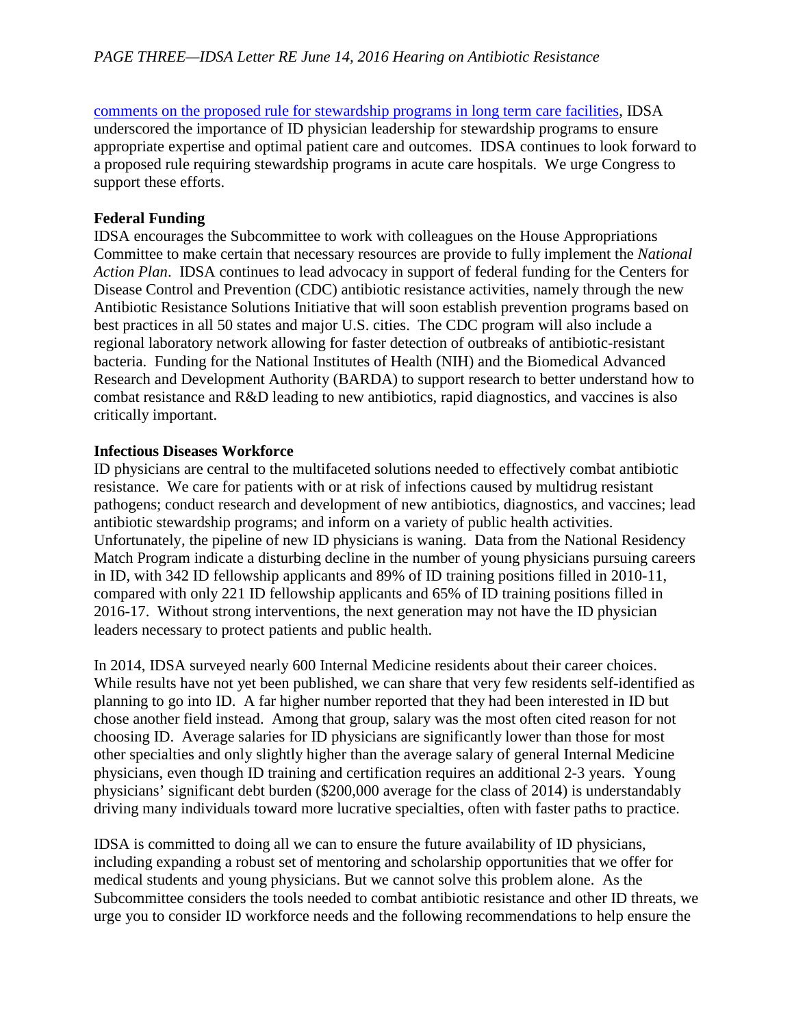[comments on the proposed rule for stewardship programs in long term care facilities](), IDSA underscored the importance of ID physician leadership for stewardship programs to ensure appropriate expertise and optimal patient care and outcomes. IDSA continues to look forward to a proposed rule requiring stewardship programs in acute care hospitals. We urge Congress to support these efforts.

**Federal Funding**

IDSA encourages the Subcommittee to work with colleagues on the House Appropriations Committee to make certain that necessary resources are provide to fully implement the *National Action Plan*. IDSA continues to lead advocacy in support of federal funding for the Centers for Disease Control and Prevention (CDC) antibiotic resistance activities, namely through the new Antibiotic Resistance Solutions Initiative that will soon establish prevention programs based on best practices in all 50 states and major U.S. cities. The CDC program will also include a regional laboratory network allowing for faster detection of outbreaks of antibiotic-resistant bacteria. Funding for the National Institutes of Health (NIH) and the Biomedical Advanced Research and Development Authority (BARDA) to support research to better understand how to combat resistance and R&D leading to new antibiotics, rapid diagnostics, and vaccines is also critically important.

**Infectious Diseases Workforce**

ID physicians are central to the multifaceted solutions needed to effectively combat antibiotic resistance. We care for patients with or at risk of infections caused by multidrug resistant pathogens; conduct research and development of new antibiotics, diagnostics, and vaccines; lead antibiotic stewardship programs; and inform on a variety of public health activities. Unfortunately, the pipeline of new ID physicians is waning. Data from the National Residency Match Program indicate a disturbing decline in the number of young physicians pursuing careers in ID, with 342 ID fellowship applicants and 89% of ID training positions filled in 2010-11, compared with only 221 ID fellowship applicants and 65% of ID training positions filled in 2016-17. Without strong interventions, the next generation may not have the ID physician leaders necessary to protect patients and public health.

In 2014, IDSA surveyed nearly 600 Internal Medicine residents about their career choices. While results have not yet been published, we can share that very few residents self-identified as planning to go into ID. A far higher number reported that they had been interested in ID but chose another field instead. Among that group, salary was the most often cited reason for not choosing ID. Average salaries for ID physicians are significantly lower than those for most other specialties and only slightly higher than the average salary of general Internal Medicine physicians, even though ID training and certification requires an additional 2-3 years. Young physicians' significant debt burden ($200,000 average for the class of 2014) is understandably driving many individuals toward more lucrative specialties, often with faster paths to practice.

IDSA is committed to doing all we can to ensure the future availability of ID physicians, including expanding a robust set of mentoring and scholarship opportunities that we offer for medical students and young physicians. But we cannot solve this problem alone. As the Subcommittee considers the tools needed to combat antibiotic resistance and other ID threats, we urge you to consider ID workforce needs and the following recommendations to help ensure the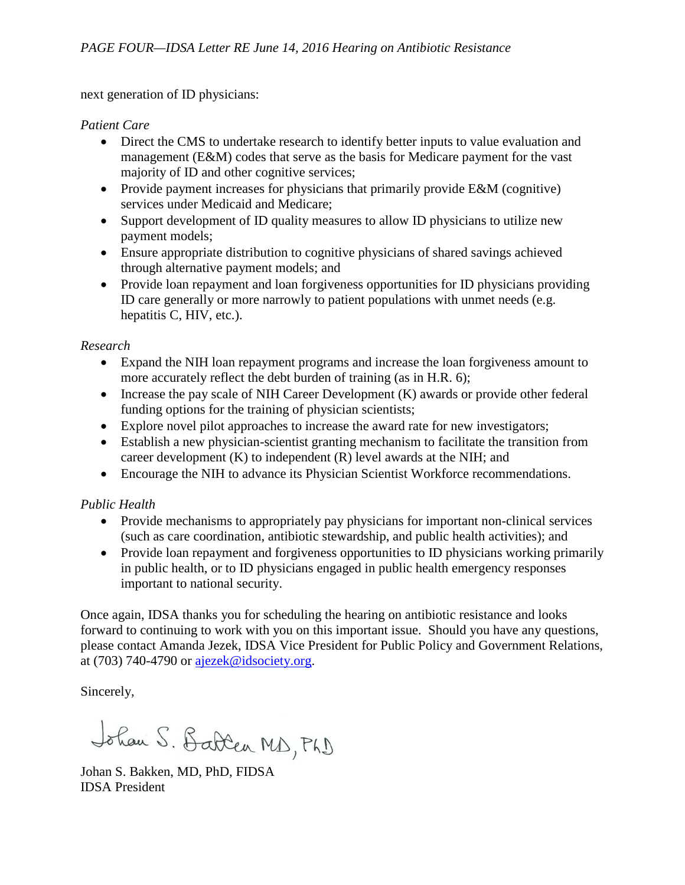next generation of ID physicians:

*Patient Care*

- Direct the CMS to undertake research to identify better inputs to value evaluation and management (E&M) codes that serve as the basis for Medicare payment for the vast majority of ID and other cognitive services;
- Provide payment increases for physicians that primarily provide E&M (cognitive) services under Medicaid and Medicare;
- Support development of ID quality measures to allow ID physicians to utilize new payment models;
- Ensure appropriate distribution to cognitive physicians of shared savings achieved through alternative payment models; and
- Provide loan repayment and loan forgiveness opportunities for ID physicians providing ID care generally or more narrowly to patient populations with unmet needs (e.g. hepatitis C, HIV, etc.).

*Research*

- Expand the NIH loan repayment programs and increase the loan forgiveness amount to more accurately reflect the debt burden of training (as in H.R. 6);
- Increase the pay scale of NIH Career Development (K) awards or provide other federal funding options for the training of physician scientists;
- Explore novel pilot approaches to increase the award rate for new investigators;
- Establish a new physician-scientist granting mechanism to facilitate the transition from career development (K) to independent (R) level awards at the NIH; and
- Encourage the NIH to advance its Physician Scientist Workforce recommendations.

*Public Health*

- Provide mechanisms to appropriately pay physicians for important non-clinical services (such as care coordination, antibiotic stewardship, and public health activities); and
- Provide loan repayment and forgiveness opportunities to ID physicians working primarily in public health, or to ID physicians engaged in public health emergency responses important to national security.

Once again, IDSA thanks you for scheduling the hearing on antibiotic resistance and looks forward to continuing to work with you on this important issue. Should you have any questions, please contact Amanda Jezek, IDSA Vice President for Public Policy and Government Relations, at (703) 740-4790 or ajezek@idsociety.org.

Sincerely,

Johan S. Bakken MD, PhD

Johan S. Bakken, MD, PhD, FIDSA
IDSA President